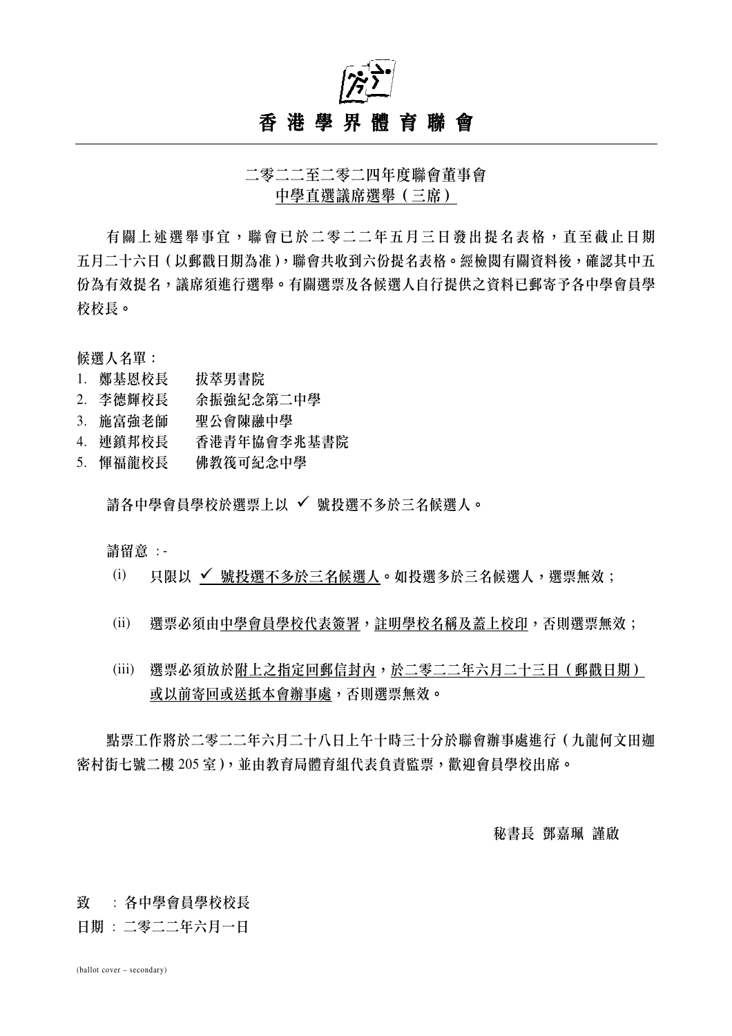# 香港學界體育聯會

## 二零二二至二零二四年度聯會董事會
## <u>中學直選議席選舉（三席）</u>

有關上述選舉事宜，聯會已於二零二二年五月三日發出提名表格，直至截止日期五月二十六日（以郵戳日期為准），聯會共收到六份提名表格。經檢閱有關資料後，確認其中五份為有效提名，議席須進行選舉。有關選票及各候選人自行提供之資料已郵寄予各中學會員學校校長。

候選人名單：

1. 鄭基恩校長　拔萃男書院
2. 李德輝校長　余振強紀念第二中學
3. 施富強老師　聖公會陳融中學
4. 連鎮邦校長　香港青年協會李兆基書院
5. 惲福龍校長　佛教筏可紀念中學

請各中學會員學校於選票上以 ✓ 號投選不多於三名候選人。

請留意 ：-

(i) 只限以 <u>✓ 號投選不多於三名候選人</u>。如投選多於三名候選人，選票無效；

(ii) 選票必須由<u>中學會員學校代表簽署</u>，<u>註明學校名稱及蓋上校印</u>，否則選票無效；

(iii) 選票必須放於<u>附上之指定回郵信封內</u>，<u>於二零二二年六月二十三日（郵戳日期）或以前寄回或送抵本會辦事處</u>，否則選票無效。

點票工作將於二零二二年六月二十八日上午十時三十分於聯會辦事處進行（九龍何文田迦密村街七號二樓 205 室），並由教育局體育組代表負責監票，歡迎會員學校出席。

秘書長 鄧嘉珮 謹啟

致 ：各中學會員學校校長

日期 ：二零二二年六月一日

(ballot cover – secondary)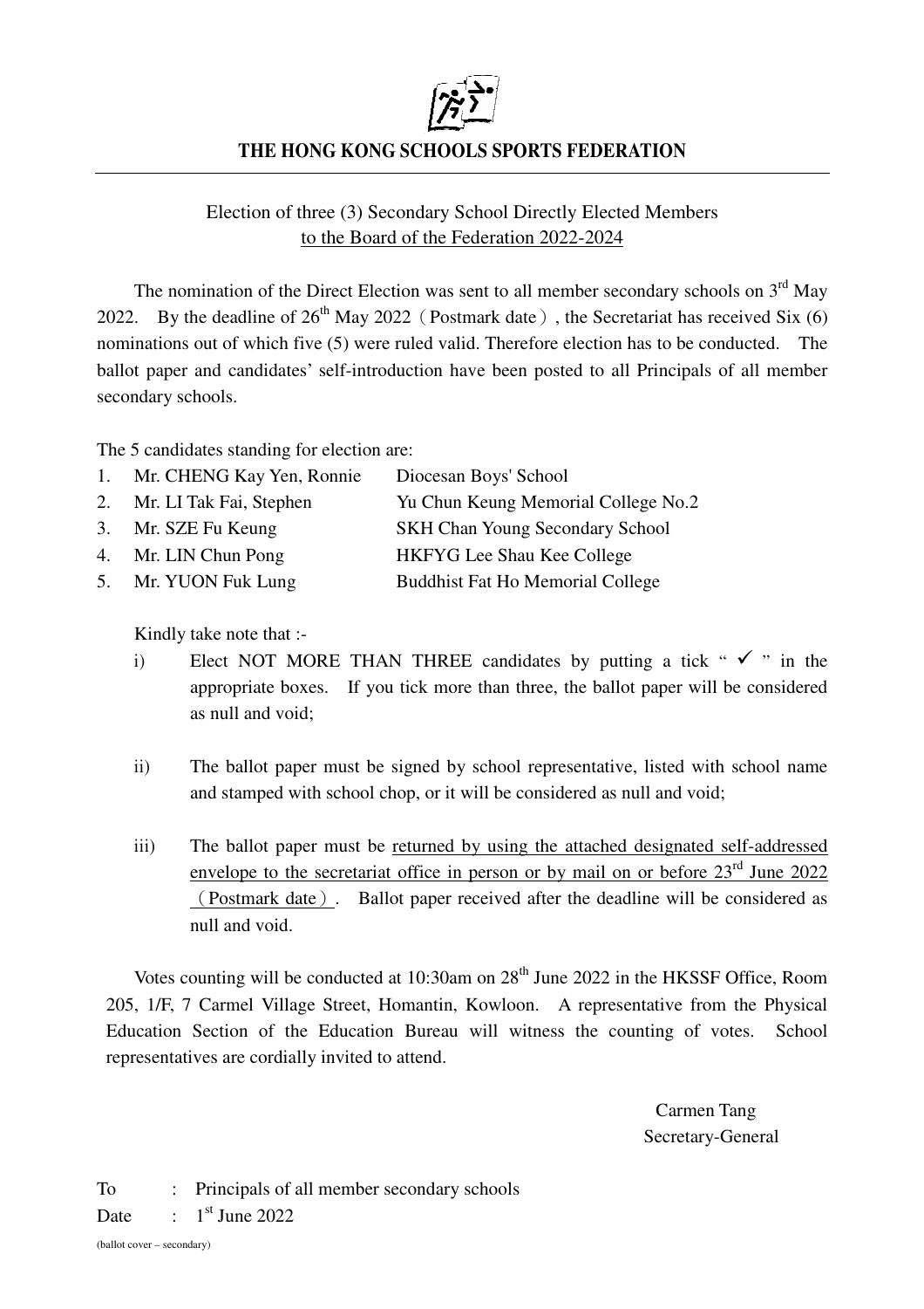# THE HONG KONG SCHOOLS SPORTS FEDERATION

Election of three (3) Secondary School Directly Elected Members
to the Board of the Federation 2022-2024

The nomination of the Direct Election was sent to all member secondary schools on 3rd May 2022. By the deadline of 26th May 2022（Postmark date）, the Secretariat has received Six (6) nominations out of which five (5) were ruled valid. Therefore election has to be conducted. The ballot paper and candidates' self-introduction have been posted to all Principals of all member secondary schools.

The 5 candidates standing for election are:

| | | |
|---|---|---|
| 1. | Mr. CHENG Kay Yen, Ronnie | Diocesan Boys' School |
| 2. | Mr. LI Tak Fai, Stephen | Yu Chun Keung Memorial College No.2 |
| 3. | Mr. SZE Fu Keung | SKH Chan Young Secondary School |
| 4. | Mr. LIN Chun Pong | HKFYG Lee Shau Kee College |
| 5. | Mr. YUON Fuk Lung | Buddhist Fat Ho Memorial College |

Kindly take note that :-

i) Elect NOT MORE THAN THREE candidates by putting a tick " ✓ " in the appropriate boxes. If you tick more than three, the ballot paper will be considered as null and void;

ii) The ballot paper must be signed by school representative, listed with school name and stamped with school chop, or it will be considered as null and void;

iii) The ballot paper must be returned by using the attached designated self-addressed envelope to the secretariat office in person or by mail on or before 23rd June 2022（Postmark date）. Ballot paper received after the deadline will be considered as null and void.

Votes counting will be conducted at 10:30am on 28th June 2022 in the HKSSF Office, Room 205, 1/F, 7 Carmel Village Street, Homantin, Kowloon. A representative from the Physical Education Section of the Education Bureau will witness the counting of votes. School representatives are cordially invited to attend.

Carmen Tang
Secretary-General

To : Principals of all member secondary schools
Date : 1st June 2022

(ballot cover – secondary)